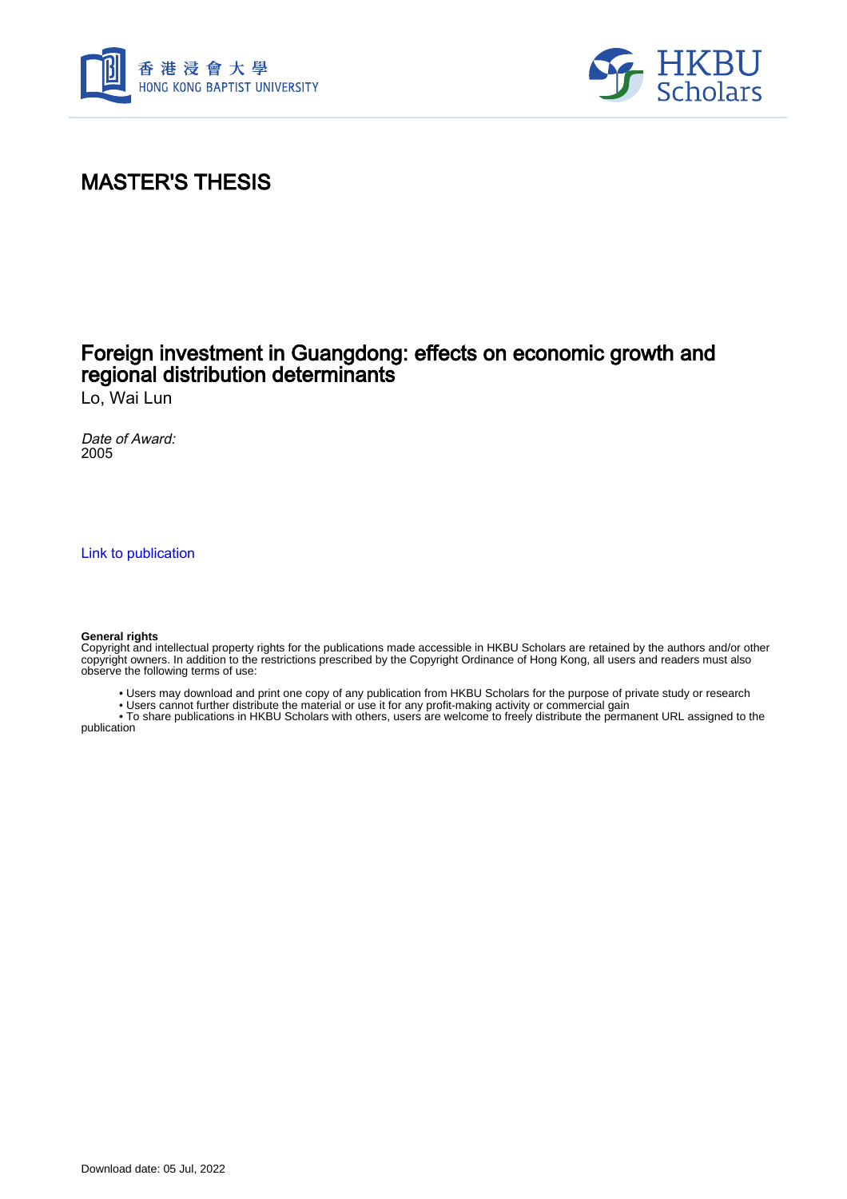# MASTER'S THESIS

## Foreign investment in Guangdong: effects on economic growth and regional distribution determinants

Lo, Wai Lun

*Date of Award:*
2005

Link to publication

**General rights**
Copyright and intellectual property rights for the publications made accessible in HKBU Scholars are retained by the authors and/or other copyright owners. In addition to the restrictions prescribed by the Copyright Ordinance of Hong Kong, all users and readers must also observe the following terms of use:

- Users may download and print one copy of any publication from HKBU Scholars for the purpose of private study or research
- Users cannot further distribute the material or use it for any profit-making activity or commercial gain
- To share publications in HKBU Scholars with others, users are welcome to freely distribute the permanent URL assigned to the publication

Download date: 05 Jul, 2022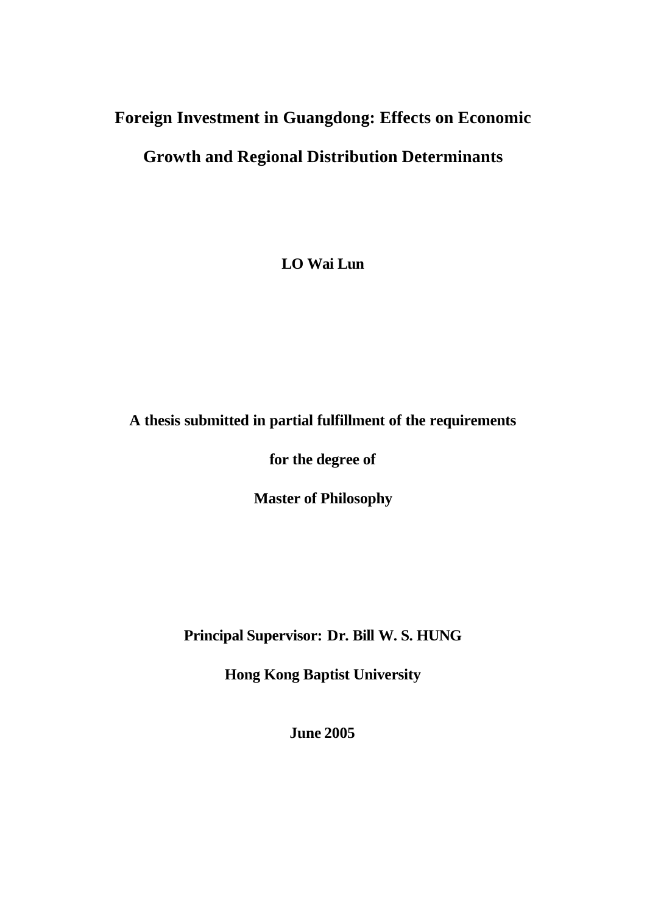# Foreign Investment in Guangdong: Effects on Economic Growth and Regional Distribution Determinants

**LO Wai Lun**

**A thesis submitted in partial fulfillment of the requirements**

**for the degree of**

**Master of Philosophy**

**Principal Supervisor: Dr. Bill W. S. HUNG**

**Hong Kong Baptist University**

**June 2005**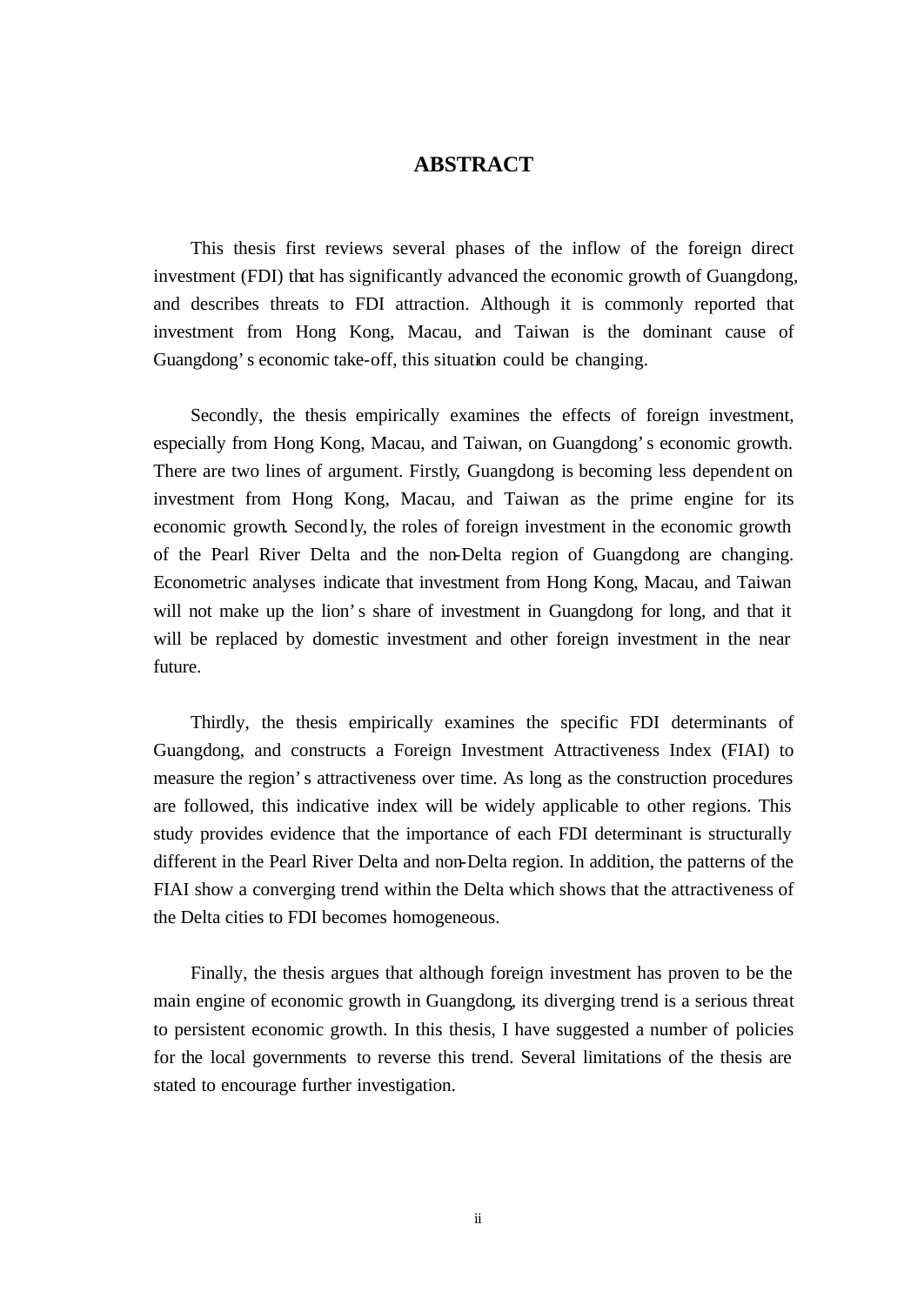# ABSTRACT

This thesis first reviews several phases of the inflow of the foreign direct investment (FDI) that has significantly advanced the economic growth of Guangdong, and describes threats to FDI attraction. Although it is commonly reported that investment from Hong Kong, Macau, and Taiwan is the dominant cause of Guangdong's economic take-off, this situation could be changing.

Secondly, the thesis empirically examines the effects of foreign investment, especially from Hong Kong, Macau, and Taiwan, on Guangdong's economic growth. There are two lines of argument. Firstly, Guangdong is becoming less dependent on investment from Hong Kong, Macau, and Taiwan as the prime engine for its economic growth. Secondly, the roles of foreign investment in the economic growth of the Pearl River Delta and the non-Delta region of Guangdong are changing. Econometric analyses indicate that investment from Hong Kong, Macau, and Taiwan will not make up the lion's share of investment in Guangdong for long, and that it will be replaced by domestic investment and other foreign investment in the near future.

Thirdly, the thesis empirically examines the specific FDI determinants of Guangdong, and constructs a Foreign Investment Attractiveness Index (FIAI) to measure the region's attractiveness over time. As long as the construction procedures are followed, this indicative index will be widely applicable to other regions. This study provides evidence that the importance of each FDI determinant is structurally different in the Pearl River Delta and non-Delta region. In addition, the patterns of the FIAI show a converging trend within the Delta which shows that the attractiveness of the Delta cities to FDI becomes homogeneous.

Finally, the thesis argues that although foreign investment has proven to be the main engine of economic growth in Guangdong, its diverging trend is a serious threat to persistent economic growth. In this thesis, I have suggested a number of policies for the local governments to reverse this trend. Several limitations of the thesis are stated to encourage further investigation.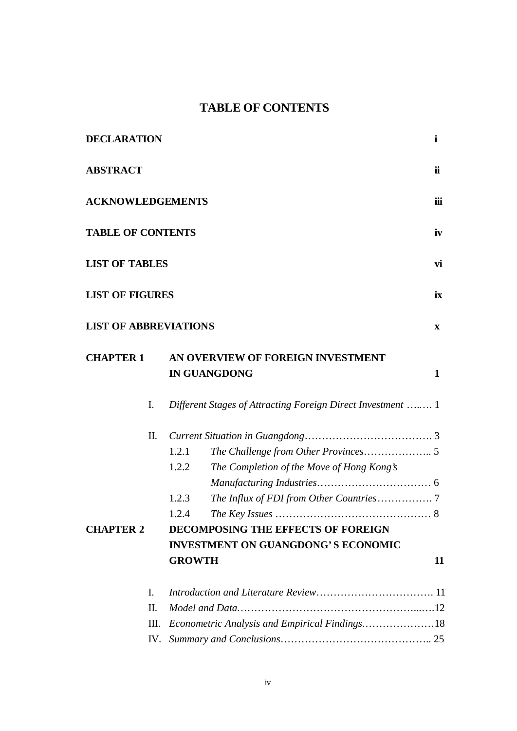# TABLE OF CONTENTS

**DECLARATION** **i**

**ABSTRACT** **ii**

**ACKNOWLEDGEMENTS** **iii**

**TABLE OF CONTENTS** **iv**

**LIST OF TABLES** **vi**

**LIST OF FIGURES** **ix**

**LIST OF ABBREVIATIONS** **x**

**CHAPTER 1 AN OVERVIEW OF FOREIGN INVESTMENT IN GUANGDONG** **1**

I. *Different Stages of Attracting Foreign Direct Investment* …..… 1

II. *Current Situation in Guangdong*………………………………. 3

1.2.1 *The Challenge from Other Provinces*……………….. 5

1.2.2 *The Completion of the Move of Hong Kong's Manufacturing Industries*…………………………… 6

1.2.3 *The Influx of FDI from Other Countries*……………. 7

1.2.4 *The Key Issues* ……………………………………… 8

**CHAPTER 2 DECOMPOSING THE EFFECTS OF FOREIGN INVESTMENT ON GUANGDONG' S ECONOMIC GROWTH** **11**

I. *Introduction and Literature Review*……………………………. 11

II. *Model and Data*…………………………………………...….12

III. *Econometric Analysis and Empirical Findings*…………………18

IV. *Summary and Conclusions*…………………………………….. 25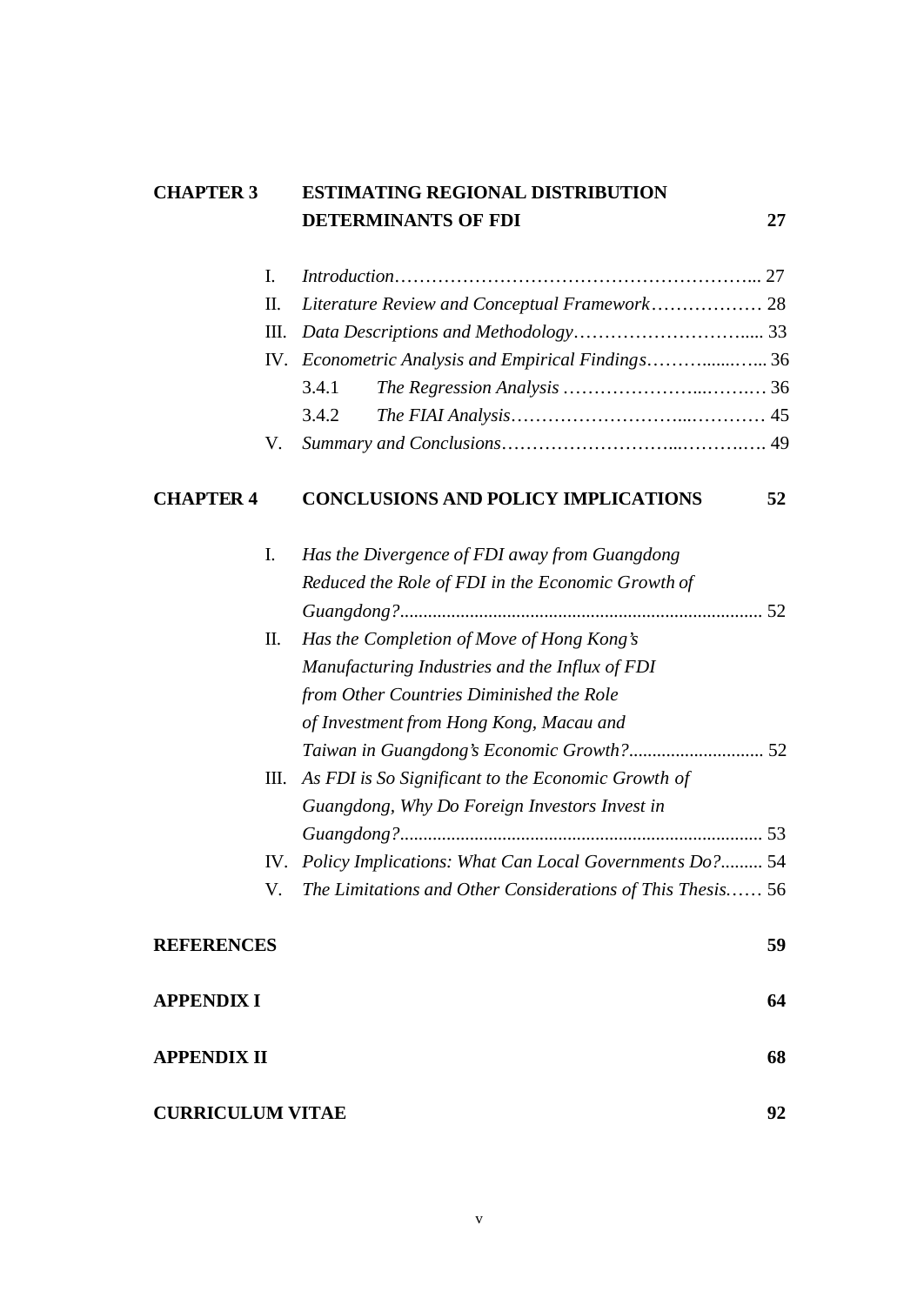**CHAPTER 3 ESTIMATING REGIONAL DISTRIBUTION DETERMINANTS OF FDI** **27**

I. *Introduction*………………………………………………….. 27
II. *Literature Review and Conceptual Framework*……………… 28
III. *Data Descriptions and Methodology*……………………..... 33
IV. *Econometric Analysis and Empirical Findings*……….......….. 36
  3.4.1 *The Regression Analysis* …………………...……..… 36
  3.4.2 *The FIAI Analysis*……………………...………… 45
V. *Summary and Conclusions*………………………...……….…. 49

**CHAPTER 4 CONCLUSIONS AND POLICY IMPLICATIONS** **52**

I. *Has the Divergence of FDI away from Guangdong Reduced the Role of FDI in the Economic Growth of Guangdong?*............................................................................ 52
II. *Has the Completion of Move of Hong Kong's Manufacturing Industries and the Influx of FDI from Other Countries Diminished the Role of Investment from Hong Kong, Macau and Taiwan in Guangdong's Economic Growth?*............................ 52
III. *As FDI is So Significant to the Economic Growth of Guangdong, Why Do Foreign Investors Invest in Guangdong?*............................................................................ 53
IV. *Policy Implications: What Can Local Governments Do?*......... 54
V. *The Limitations and Other Considerations of This Thesis.*…… 56

**REFERENCES** **59**

**APPENDIX I** **64**

**APPENDIX II** **68**

**CURRICULUM VITAE** **92**